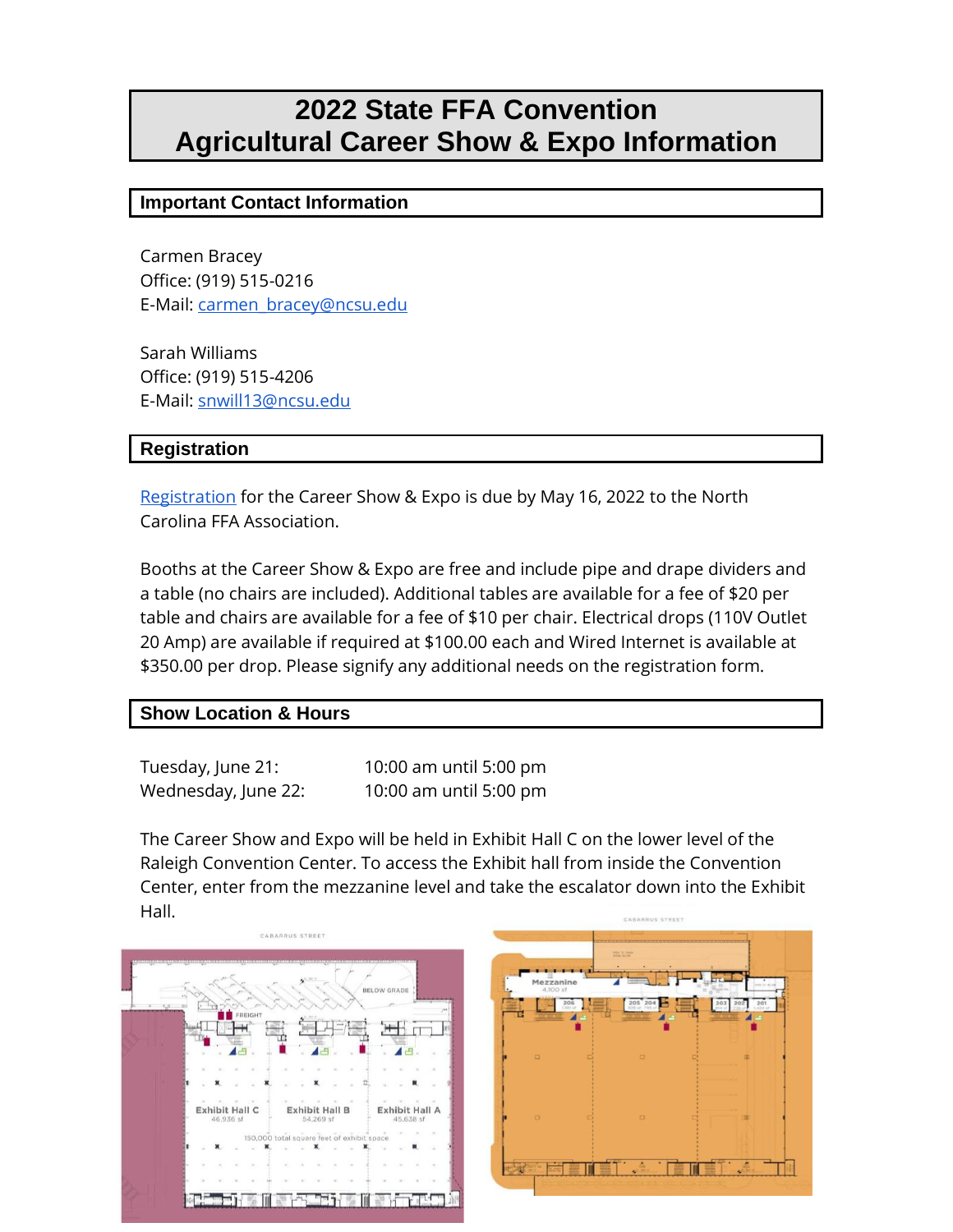# 2022 State FFA Convention
# Agricultural Career Show & Expo Information

## Important Contact Information

Carmen Bracey
Office: (919) 515-0216
E-Mail: carmen_bracey@ncsu.edu

Sarah Williams
Office: (919) 515-4206
E-Mail: snwill13@ncsu.edu

## Registration

Registration for the Career Show & Expo is due by May 16, 2022 to the North Carolina FFA Association.

Booths at the Career Show & Expo are free and include pipe and drape dividers and a table (no chairs are included). Additional tables are available for a fee of $20 per table and chairs are available for a fee of $10 per chair. Electrical drops (110V Outlet 20 Amp) are available if required at $100.00 each and Wired Internet is available at $350.00 per drop. Please signify any additional needs on the registration form.

## Show Location & Hours

| | |
|---|---|
| Tuesday, June 21: | 10:00 am until 5:00 pm |
| Wednesday, June 22: | 10:00 am until 5:00 pm |

The Career Show and Expo will be held in Exhibit Hall C on the lower level of the Raleigh Convention Center. To access the Exhibit hall from inside the Convention Center, enter from the mezzanine level and take the escalator down into the Exhibit Hall.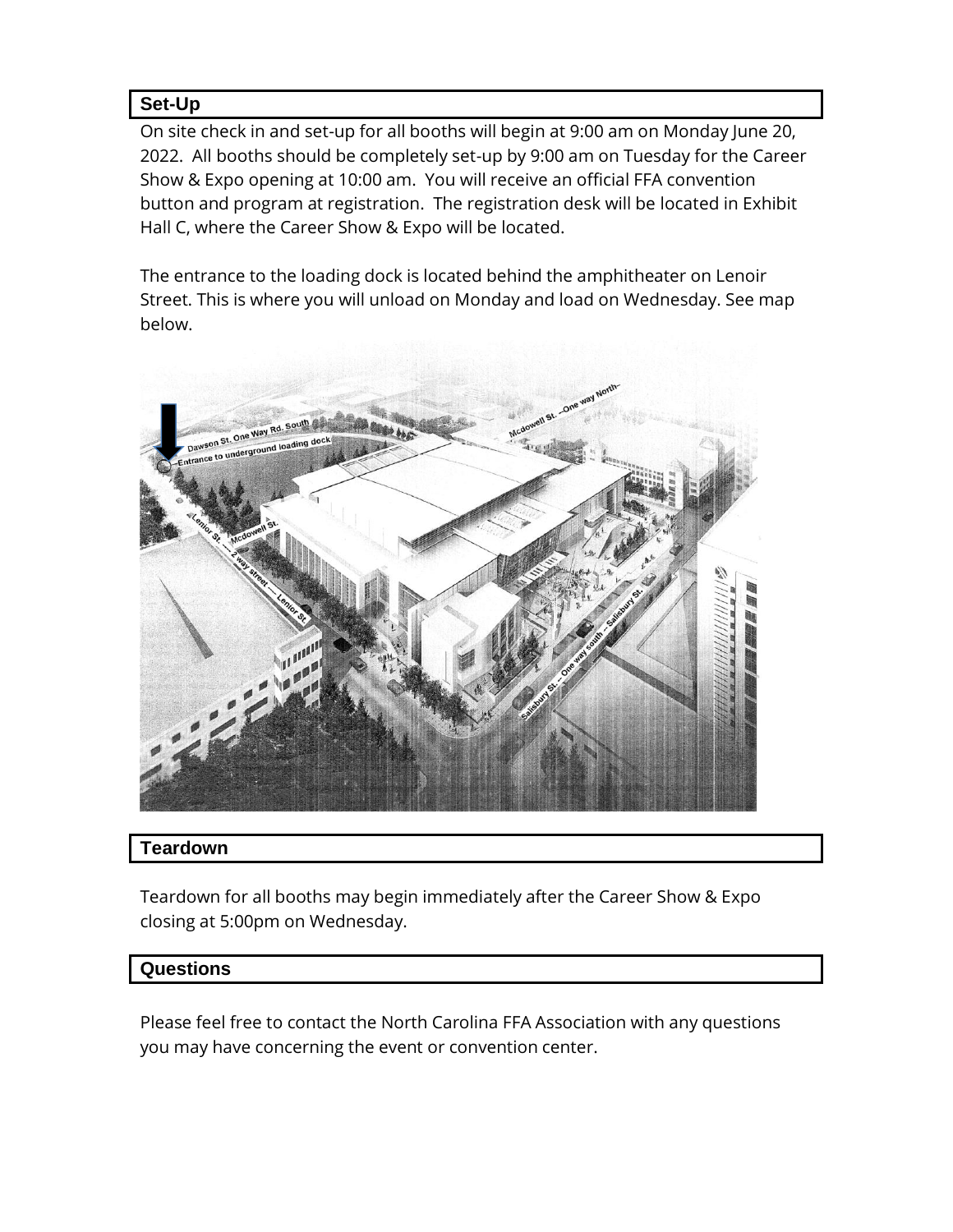## Set-Up

On site check in and set-up for all booths will begin at 9:00 am on Monday June 20, 2022. All booths should be completely set-up by 9:00 am on Tuesday for the Career Show & Expo opening at 10:00 am. You will receive an official FFA convention button and program at registration. The registration desk will be located in Exhibit Hall C, where the Career Show & Expo will be located.

The entrance to the loading dock is located behind the amphitheater on Lenoir Street. This is where you will unload on Monday and load on Wednesday. See map below.

## Teardown

Teardown for all booths may begin immediately after the Career Show & Expo closing at 5:00pm on Wednesday.

## Questions

Please feel free to contact the North Carolina FFA Association with any questions you may have concerning the event or convention center.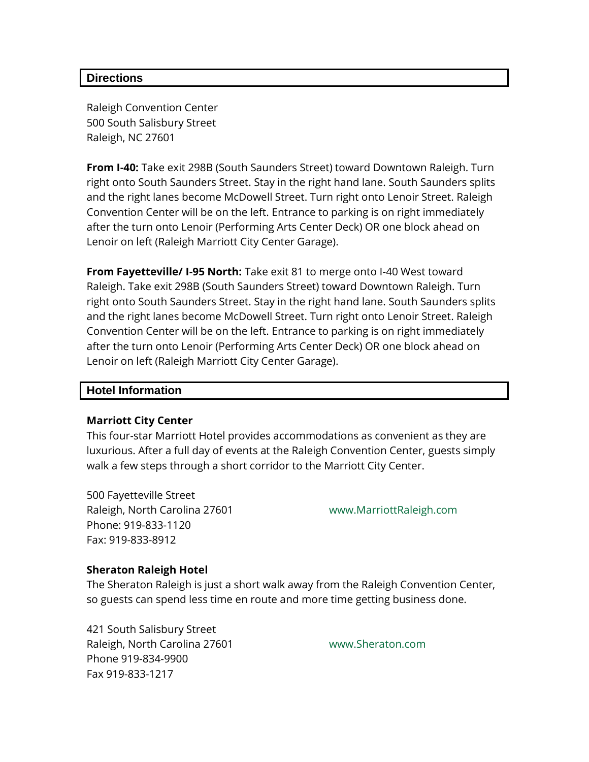## Directions

Raleigh Convention Center
500 South Salisbury Street
Raleigh, NC 27601

**From I-40:** Take exit 298B (South Saunders Street) toward Downtown Raleigh. Turn right onto South Saunders Street. Stay in the right hand lane. South Saunders splits and the right lanes become McDowell Street. Turn right onto Lenoir Street. Raleigh Convention Center will be on the left. Entrance to parking is on right immediately after the turn onto Lenoir (Performing Arts Center Deck) OR one block ahead on Lenoir on left (Raleigh Marriott City Center Garage).

**From Fayetteville/ I-95 North:** Take exit 81 to merge onto I-40 West toward Raleigh. Take exit 298B (South Saunders Street) toward Downtown Raleigh. Turn right onto South Saunders Street. Stay in the right hand lane. South Saunders splits and the right lanes become McDowell Street. Turn right onto Lenoir Street. Raleigh Convention Center will be on the left. Entrance to parking is on right immediately after the turn onto Lenoir (Performing Arts Center Deck) OR one block ahead on Lenoir on left (Raleigh Marriott City Center Garage).

## Hotel Information

**Marriott City Center**

This four-star Marriott Hotel provides accommodations as convenient as they are luxurious. After a full day of events at the Raleigh Convention Center, guests simply walk a few steps through a short corridor to the Marriott City Center.

500 Fayetteville Street
Raleigh, North Carolina 27601
Phone: 919-833-1120
Fax: 919-833-8912

www.MarriottRaleigh.com

**Sheraton Raleigh Hotel**

The Sheraton Raleigh is just a short walk away from the Raleigh Convention Center, so guests can spend less time en route and more time getting business done.

421 South Salisbury Street
Raleigh, North Carolina 27601
Phone 919-834-9900
Fax 919-833-1217

www.Sheraton.com